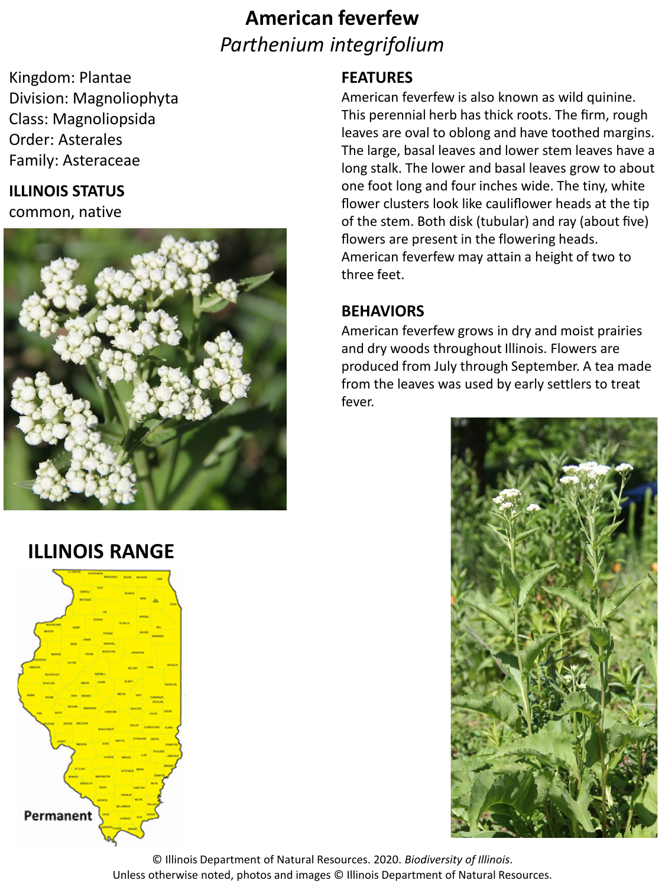# American feverfew

*Parthenium integrifolium*

Kingdom: Plantae
Division: Magnoliophyta
Class: Magnoliopsida
Order: Asterales
Family: Asteraceae

## ILLINOIS STATUS

common, native

## FEATURES

American feverfew is also known as wild quinine. This perennial herb has thick roots. The firm, rough leaves are oval to oblong and have toothed margins. The large, basal leaves and lower stem leaves have a long stalk. The lower and basal leaves grow to about one foot long and four inches wide. The tiny, white flower clusters look like cauliflower heads at the tip of the stem. Both disk (tubular) and ray (about five) flowers are present in the flowering heads. American feverfew may attain a height of two to three feet.

## BEHAVIORS

American feverfew grows in dry and moist prairies and dry woods throughout Illinois. Flowers are produced from July through September. A tea made from the leaves was used by early settlers to treat fever.

## ILLINOIS RANGE

Permanent

© Illinois Department of Natural Resources. 2020. *Biodiversity of Illinois*.
Unless otherwise noted, photos and images © Illinois Department of Natural Resources.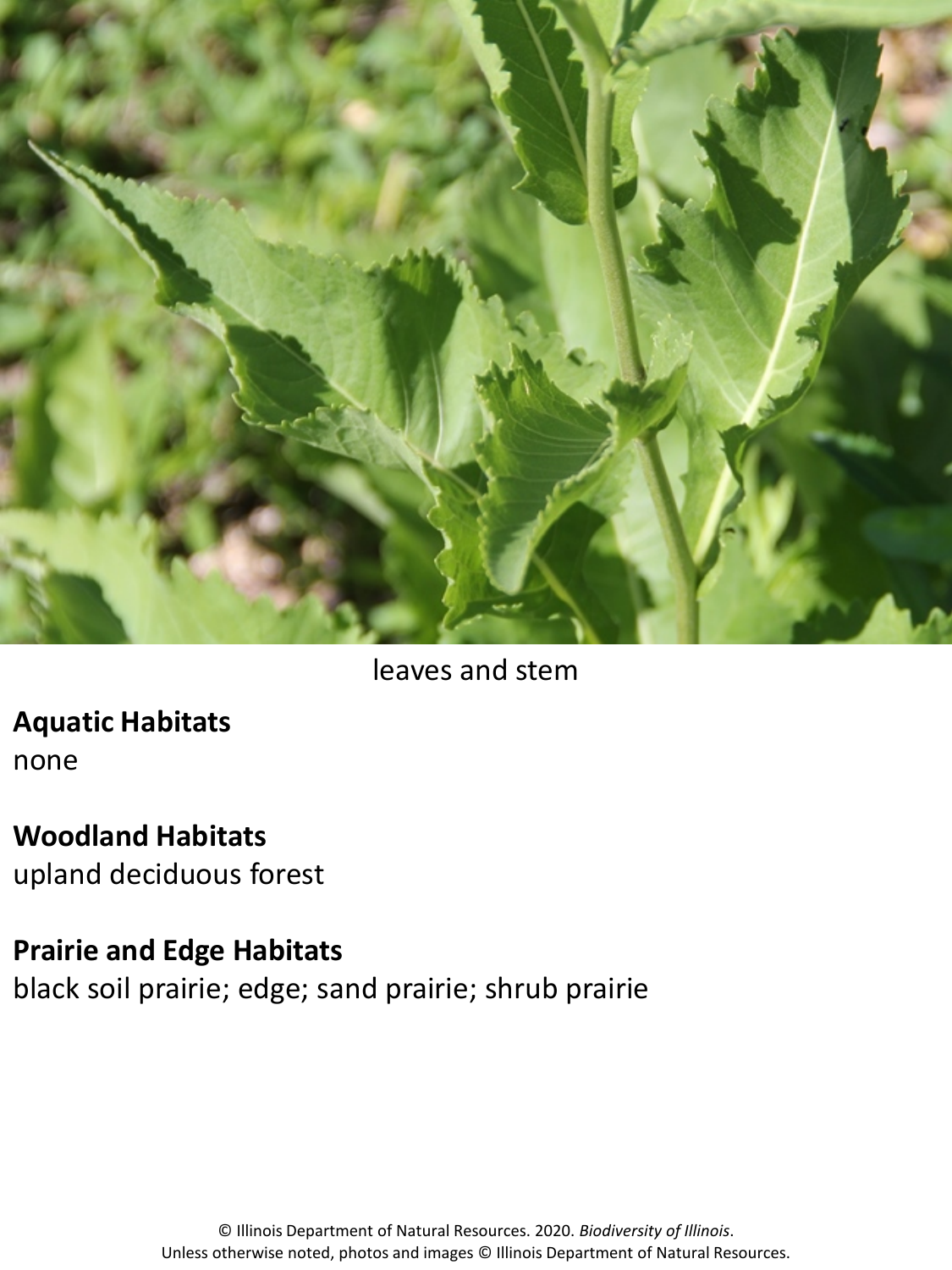leaves and stem

**Aquatic Habitats**
none

**Woodland Habitats**
upland deciduous forest

**Prairie and Edge Habitats**
black soil prairie; edge; sand prairie; shrub prairie

© Illinois Department of Natural Resources. 2020. *Biodiversity of Illinois*.
Unless otherwise noted, photos and images © Illinois Department of Natural Resources.